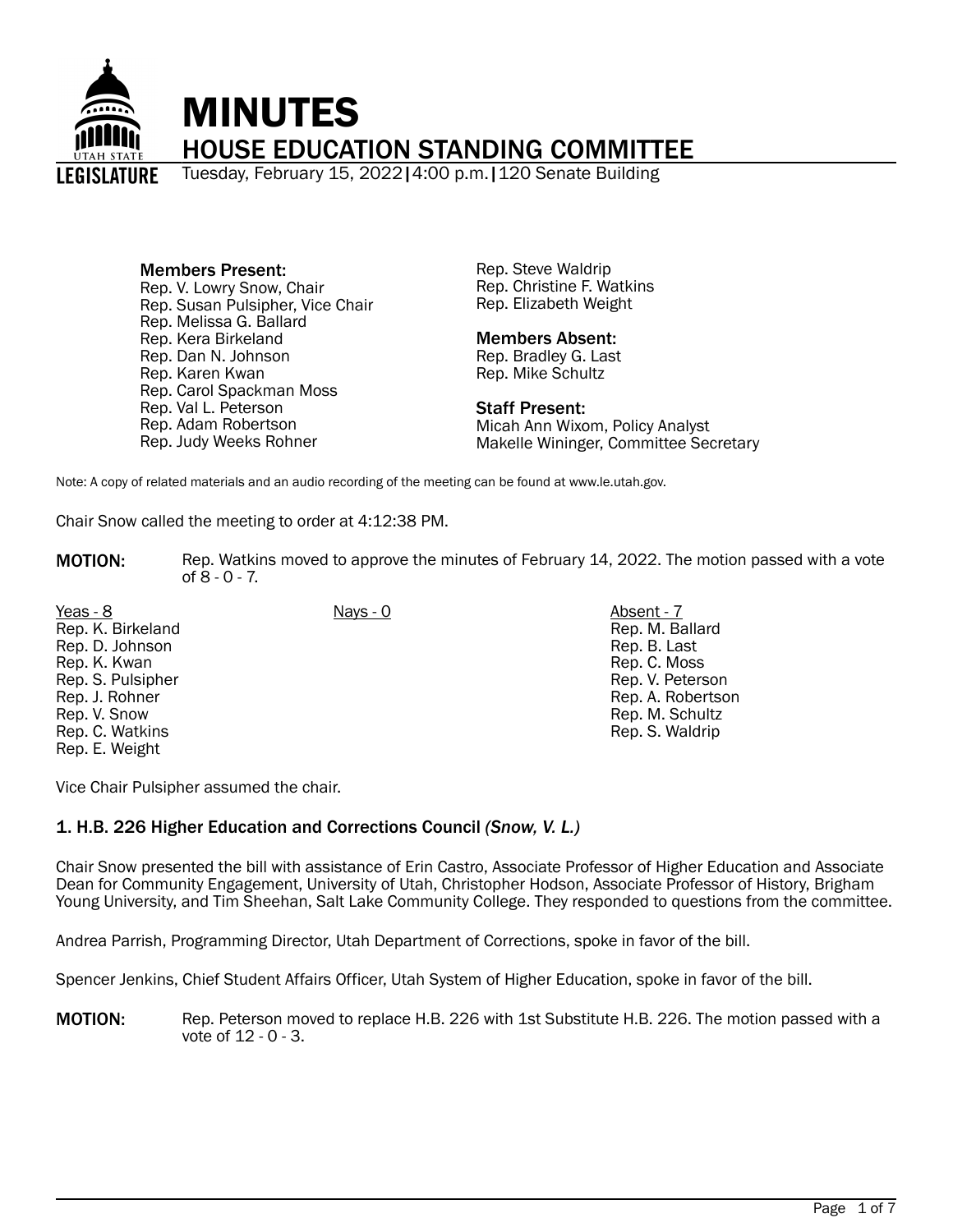# MINUTES

## HOUSE EDUCATION STANDING COMMITTEE

Tuesday, February 15, 2022 | 4:00 p.m. | 120 Senate Building

**Members Present:**
Rep. V. Lowry Snow, Chair
Rep. Susan Pulsipher, Vice Chair
Rep. Melissa G. Ballard
Rep. Kera Birkeland
Rep. Dan N. Johnson
Rep. Karen Kwan
Rep. Carol Spackman Moss
Rep. Val L. Peterson
Rep. Adam Robertson
Rep. Judy Weeks Rohner
Rep. Steve Waldrip
Rep. Christine F. Watkins
Rep. Elizabeth Weight

**Members Absent:**
Rep. Bradley G. Last
Rep. Mike Schultz

**Staff Present:**
Micah Ann Wixom, Policy Analyst
Makelle Wininger, Committee Secretary

Note: A copy of related materials and an audio recording of the meeting can be found at www.le.utah.gov.

Chair Snow called the meeting to order at 4:12:38 PM.

**MOTION:** Rep. Watkins moved to approve the minutes of February 14, 2022. The motion passed with a vote of 8 - 0 - 7.

| Yeas - 8 | Nays - 0 | Absent - 7 |
|---|---|---|
| Rep. K. Birkeland | | Rep. M. Ballard |
| Rep. D. Johnson | | Rep. B. Last |
| Rep. K. Kwan | | Rep. C. Moss |
| Rep. S. Pulsipher | | Rep. V. Peterson |
| Rep. J. Rohner | | Rep. A. Robertson |
| Rep. V. Snow | | Rep. M. Schultz |
| Rep. C. Watkins | | Rep. S. Waldrip |
| Rep. E. Weight | | |

Vice Chair Pulsipher assumed the chair.

### 1. H.B. 226 Higher Education and Corrections Council *(Snow, V. L.)*

Chair Snow presented the bill with assistance of Erin Castro, Associate Professor of Higher Education and Associate Dean for Community Engagement, University of Utah, Christopher Hodson, Associate Professor of History, Brigham Young University, and Tim Sheehan, Salt Lake Community College. They responded to questions from the committee.

Andrea Parrish, Programming Director, Utah Department of Corrections, spoke in favor of the bill.

Spencer Jenkins, Chief Student Affairs Officer, Utah System of Higher Education, spoke in favor of the bill.

**MOTION:** Rep. Peterson moved to replace H.B. 226 with 1st Substitute H.B. 226. The motion passed with a vote of 12 - 0 - 3.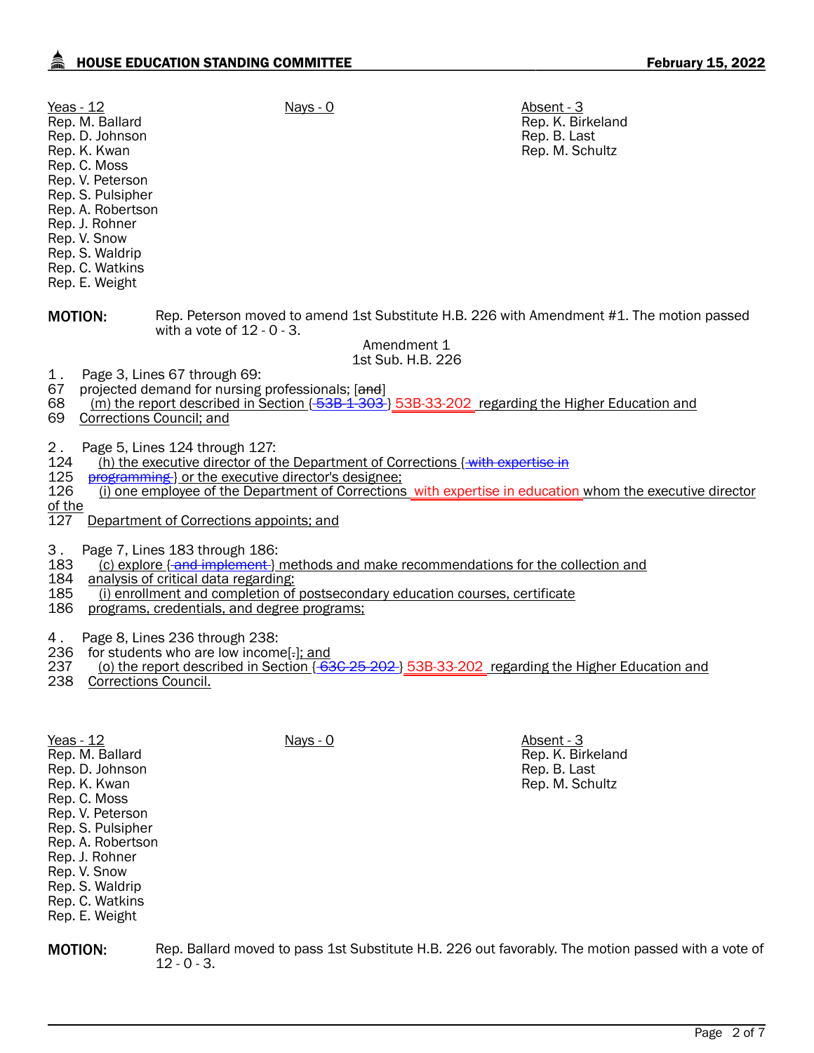| Yeas - 12 | Nays - 0 | Absent - 3 |
|---|---|---|
| Rep. M. Ballard | | Rep. K. Birkeland |
| Rep. D. Johnson | | Rep. B. Last |
| Rep. K. Kwan | | Rep. M. Schultz |
| Rep. C. Moss | | |
| Rep. V. Peterson | | |
| Rep. S. Pulsipher | | |
| Rep. A. Robertson | | |
| Rep. J. Rohner | | |
| Rep. V. Snow | | |
| Rep. S. Waldrip | | |
| Rep. C. Watkins | | |
| Rep. E. Weight | | |

**MOTION:** Rep. Peterson moved to amend 1st Substitute H.B. 226 with Amendment #1. The motion passed with a vote of 12 - 0 - 3.

Amendment 1
1st Sub. H.B. 226

1. Page 3, Lines 67 through 69:

67 projected demand for nursing professionals; [~~and~~]
68 (m) the report described in Section {~~53B-1-303~~} 53B-33-202 regarding the Higher Education and
69 Corrections Council; and

2. Page 5, Lines 124 through 127:

124 (h) the executive director of the Department of Corrections {~~with expertise in~~
125 ~~programming~~} or the executive director's designee;
126 (i) one employee of the Department of Corrections with expertise in education whom the executive director of the
127 Department of Corrections appoints; and

3. Page 7, Lines 183 through 186:

183 (c) explore {~~and implement~~} methods and make recommendations for the collection and
184 analysis of critical data regarding:
185 (i) enrollment and completion of postsecondary education courses, certificate
186 programs, credentials, and degree programs;

4. Page 8, Lines 236 through 238:

236 for students who are low income[~~.~~]; and
237 (o) the report described in Section {~~63C-25-202~~} 53B-33-202 regarding the Higher Education and
238 Corrections Council.

| Yeas - 12 | Nays - 0 | Absent - 3 |
|---|---|---|
| Rep. M. Ballard | | Rep. K. Birkeland |
| Rep. D. Johnson | | Rep. B. Last |
| Rep. K. Kwan | | Rep. M. Schultz |
| Rep. C. Moss | | |
| Rep. V. Peterson | | |
| Rep. S. Pulsipher | | |
| Rep. A. Robertson | | |
| Rep. J. Rohner | | |
| Rep. V. Snow | | |
| Rep. S. Waldrip | | |
| Rep. C. Watkins | | |
| Rep. E. Weight | | |

**MOTION:** Rep. Ballard moved to pass 1st Substitute H.B. 226 out favorably. The motion passed with a vote of 12 - 0 - 3.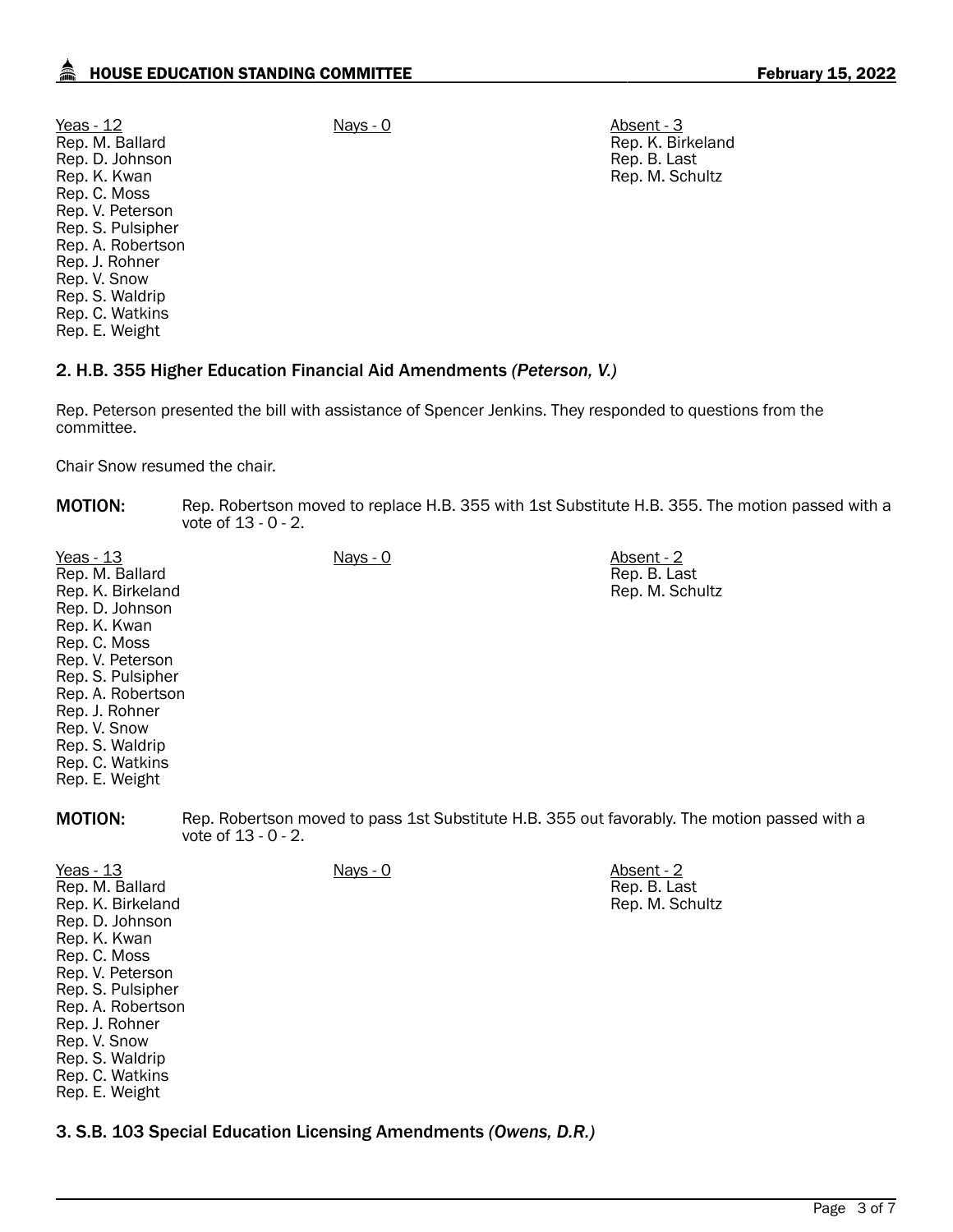| Yeas - 12 | Nays - 0 | Absent - 3 |
|---|---|---|
| Rep. M. Ballard | | Rep. K. Birkeland |
| Rep. D. Johnson | | Rep. B. Last |
| Rep. K. Kwan | | Rep. M. Schultz |
| Rep. C. Moss | | |
| Rep. V. Peterson | | |
| Rep. S. Pulsipher | | |
| Rep. A. Robertson | | |
| Rep. J. Rohner | | |
| Rep. V. Snow | | |
| Rep. S. Waldrip | | |
| Rep. C. Watkins | | |
| Rep. E. Weight | | |

## 2. H.B. 355 Higher Education Financial Aid Amendments *(Peterson, V.)*

Rep. Peterson presented the bill with assistance of Spencer Jenkins. They responded to questions from the committee.

Chair Snow resumed the chair.

**MOTION:** Rep. Robertson moved to replace H.B. 355 with 1st Substitute H.B. 355. The motion passed with a vote of 13 - 0 - 2.

| Yeas - 13 | Nays - 0 | Absent - 2 |
|---|---|---|
| Rep. M. Ballard | | Rep. B. Last |
| Rep. K. Birkeland | | Rep. M. Schultz |
| Rep. D. Johnson | | |
| Rep. K. Kwan | | |
| Rep. C. Moss | | |
| Rep. V. Peterson | | |
| Rep. S. Pulsipher | | |
| Rep. A. Robertson | | |
| Rep. J. Rohner | | |
| Rep. V. Snow | | |
| Rep. S. Waldrip | | |
| Rep. C. Watkins | | |
| Rep. E. Weight | | |

**MOTION:** Rep. Robertson moved to pass 1st Substitute H.B. 355 out favorably. The motion passed with a vote of 13 - 0 - 2.

| Yeas - 13 | Nays - 0 | Absent - 2 |
|---|---|---|
| Rep. M. Ballard | | Rep. B. Last |
| Rep. K. Birkeland | | Rep. M. Schultz |
| Rep. D. Johnson | | |
| Rep. K. Kwan | | |
| Rep. C. Moss | | |
| Rep. V. Peterson | | |
| Rep. S. Pulsipher | | |
| Rep. A. Robertson | | |
| Rep. J. Rohner | | |
| Rep. V. Snow | | |
| Rep. S. Waldrip | | |
| Rep. C. Watkins | | |
| Rep. E. Weight | | |

## 3. S.B. 103 Special Education Licensing Amendments *(Owens, D.R.)*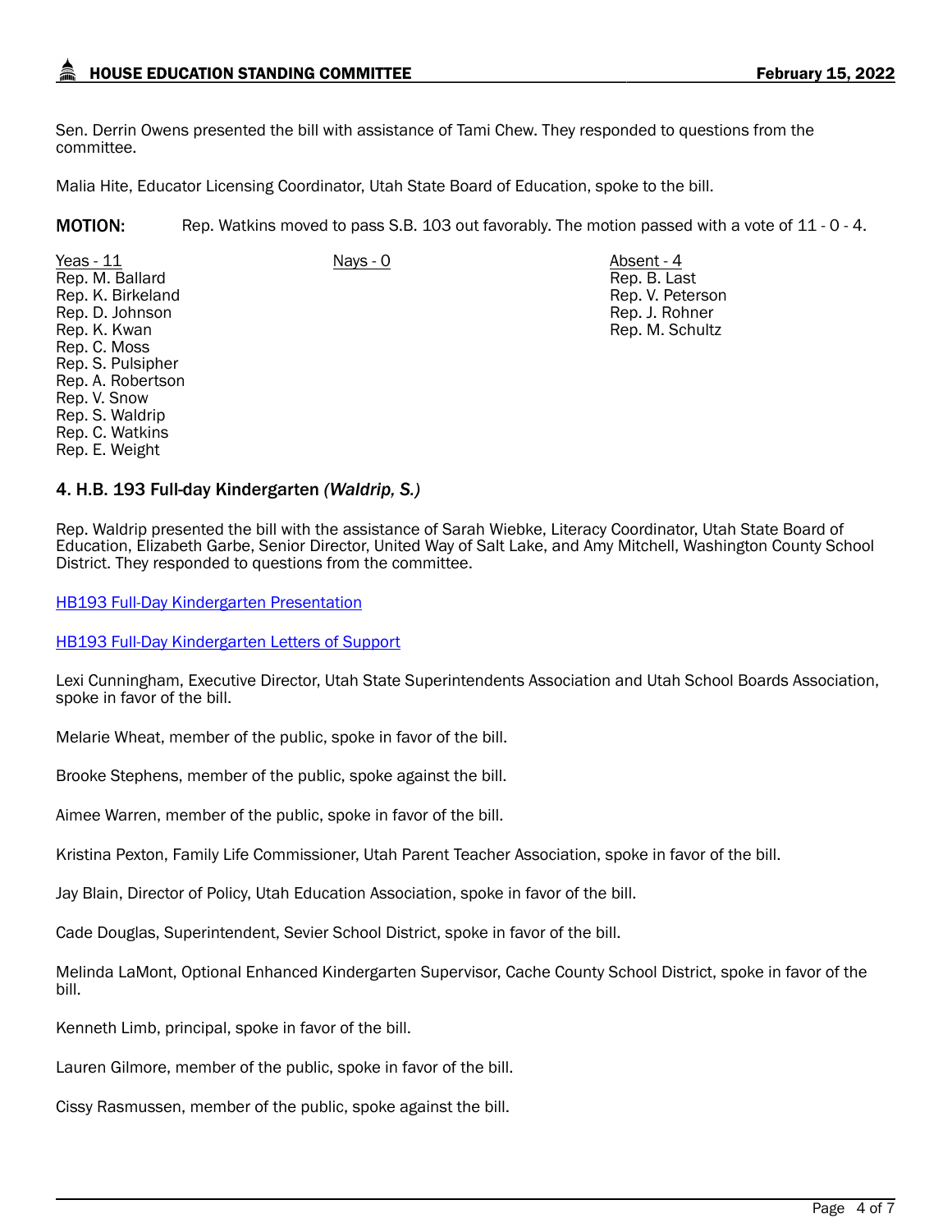Sen. Derrin Owens presented the bill with assistance of Tami Chew. They responded to questions from the committee.

Malia Hite, Educator Licensing Coordinator, Utah State Board of Education, spoke to the bill.

**MOTION:** Rep. Watkins moved to pass S.B. 103 out favorably. The motion passed with a vote of 11 - 0 - 4.

| Yeas - 11 | Nays - 0 | Absent - 4 |
| --- | --- | --- |
| Rep. M. Ballard | | Rep. B. Last |
| Rep. K. Birkeland | | Rep. V. Peterson |
| Rep. D. Johnson | | Rep. J. Rohner |
| Rep. K. Kwan | | Rep. M. Schultz |
| Rep. C. Moss | | |
| Rep. S. Pulsipher | | |
| Rep. A. Robertson | | |
| Rep. V. Snow | | |
| Rep. S. Waldrip | | |
| Rep. C. Watkins | | |
| Rep. E. Weight | | |

### 4. H.B. 193 Full-day Kindergarten *(Waldrip, S.)*

Rep. Waldrip presented the bill with the assistance of Sarah Wiebke, Literacy Coordinator, Utah State Board of Education, Elizabeth Garbe, Senior Director, United Way of Salt Lake, and Amy Mitchell, Washington County School District. They responded to questions from the committee.

HB193 Full-Day Kindergarten Presentation

HB193 Full-Day Kindergarten Letters of Support

Lexi Cunningham, Executive Director, Utah State Superintendents Association and Utah School Boards Association, spoke in favor of the bill.

Melarie Wheat, member of the public, spoke in favor of the bill.

Brooke Stephens, member of the public, spoke against the bill.

Aimee Warren, member of the public, spoke in favor of the bill.

Kristina Pexton, Family Life Commissioner, Utah Parent Teacher Association, spoke in favor of the bill.

Jay Blain, Director of Policy, Utah Education Association, spoke in favor of the bill.

Cade Douglas, Superintendent, Sevier School District, spoke in favor of the bill.

Melinda LaMont, Optional Enhanced Kindergarten Supervisor, Cache County School District, spoke in favor of the bill.

Kenneth Limb, principal, spoke in favor of the bill.

Lauren Gilmore, member of the public, spoke in favor of the bill.

Cissy Rasmussen, member of the public, spoke against the bill.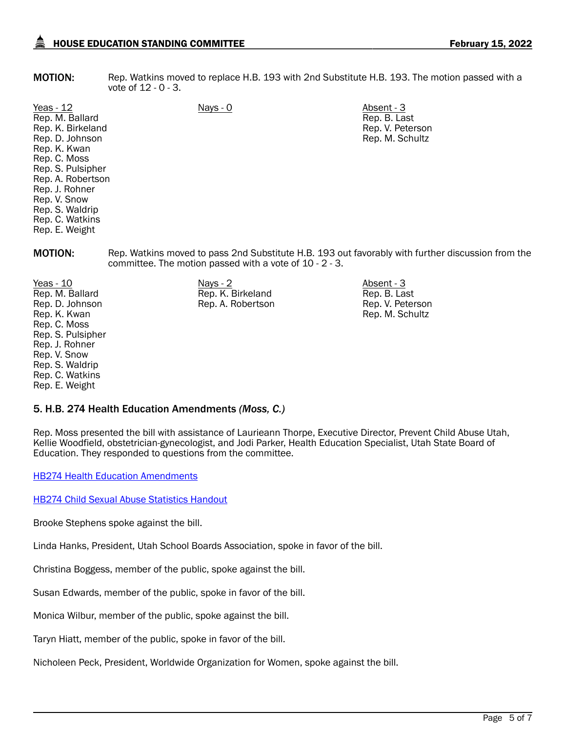**MOTION:** Rep. Watkins moved to replace H.B. 193 with 2nd Substitute H.B. 193. The motion passed with a vote of 12 - 0 - 3.

| Yeas - 12 | Nays - 0 | Absent - 3 |
|---|---|---|
| Rep. M. Ballard | | Rep. B. Last |
| Rep. K. Birkeland | | Rep. V. Peterson |
| Rep. D. Johnson | | Rep. M. Schultz |
| Rep. K. Kwan | | |
| Rep. C. Moss | | |
| Rep. S. Pulsipher | | |
| Rep. A. Robertson | | |
| Rep. J. Rohner | | |
| Rep. V. Snow | | |
| Rep. S. Waldrip | | |
| Rep. C. Watkins | | |
| Rep. E. Weight | | |

**MOTION:** Rep. Watkins moved to pass 2nd Substitute H.B. 193 out favorably with further discussion from the committee. The motion passed with a vote of 10 - 2 - 3.

| Yeas - 10 | Nays - 2 | Absent - 3 |
|---|---|---|
| Rep. M. Ballard | Rep. K. Birkeland | Rep. B. Last |
| Rep. D. Johnson | Rep. A. Robertson | Rep. V. Peterson |
| Rep. K. Kwan | | Rep. M. Schultz |
| Rep. C. Moss | | |
| Rep. S. Pulsipher | | |
| Rep. J. Rohner | | |
| Rep. V. Snow | | |
| Rep. S. Waldrip | | |
| Rep. C. Watkins | | |
| Rep. E. Weight | | |

### 5. H.B. 274 Health Education Amendments *(Moss, C.)*

Rep. Moss presented the bill with assistance of Laurieann Thorpe, Executive Director, Prevent Child Abuse Utah, Kellie Woodfield, obstetrician-gynecologist, and Jodi Parker, Health Education Specialist, Utah State Board of Education. They responded to questions from the committee.

HB274 Health Education Amendments

HB274 Child Sexual Abuse Statistics Handout

Brooke Stephens spoke against the bill.

Linda Hanks, President, Utah School Boards Association, spoke in favor of the bill.

Christina Boggess, member of the public, spoke against the bill.

Susan Edwards, member of the public, spoke in favor of the bill.

Monica Wilbur, member of the public, spoke against the bill.

Taryn Hiatt, member of the public, spoke in favor of the bill.

Nicholeen Peck, President, Worldwide Organization for Women, spoke against the bill.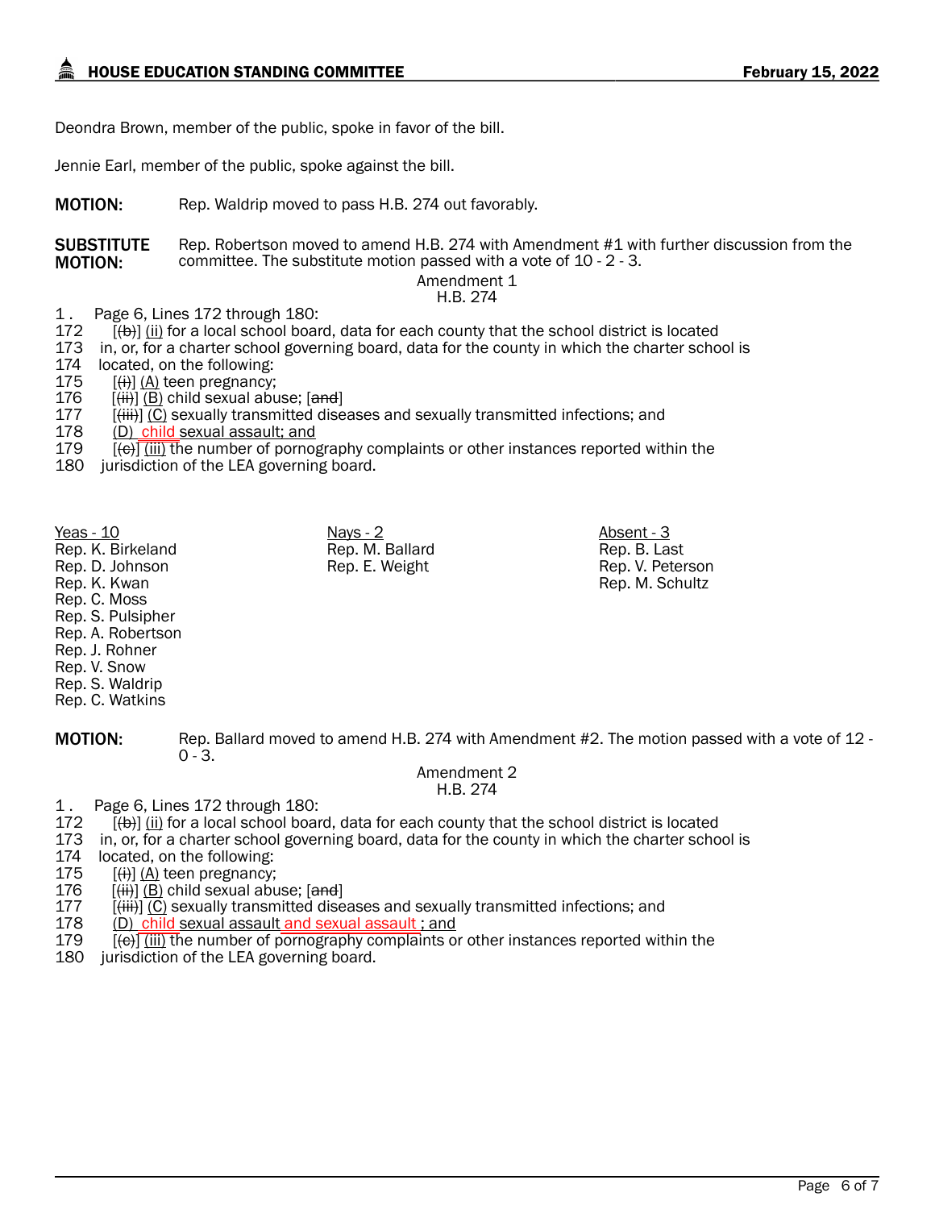Deondra Brown, member of the public, spoke in favor of the bill.

Jennie Earl, member of the public, spoke against the bill.

**MOTION:** Rep. Waldrip moved to pass H.B. 274 out favorably.

**SUBSTITUTE MOTION:** Rep. Robertson moved to amend H.B. 274 with Amendment #1 with further discussion from the committee. The substitute motion passed with a vote of 10 - 2 - 3.

Amendment 1
H.B. 274

1 . Page 6, Lines 172 through 180:
172 [~~(b)~~] (ii) for a local school board, data for each county that the school district is located
173 in, or, for a charter school governing board, data for the county in which the charter school is
174 located, on the following:
175 [~~(i)~~] (A) teen pregnancy;
176 [~~(ii)~~] (B) child sexual abuse; [~~and~~]
177 [~~(iii)~~] (C) sexually transmitted diseases and sexually transmitted infections; and
178 (D) child sexual assault; and
179 [~~(c)~~] (iii) the number of pornography complaints or other instances reported within the
180 jurisdiction of the LEA governing board.

| Yeas - 10 | Nays - 2 | Absent - 3 |
|---|---|---|
| Rep. K. Birkeland | Rep. M. Ballard | Rep. B. Last |
| Rep. D. Johnson | Rep. E. Weight | Rep. V. Peterson |
| Rep. K. Kwan | | Rep. M. Schultz |
| Rep. C. Moss | | |
| Rep. S. Pulsipher | | |
| Rep. A. Robertson | | |
| Rep. J. Rohner | | |
| Rep. V. Snow | | |
| Rep. S. Waldrip | | |
| Rep. C. Watkins | | |

**MOTION:** Rep. Ballard moved to amend H.B. 274 with Amendment #2. The motion passed with a vote of 12 - 0 - 3.

Amendment 2
H.B. 274

1 . Page 6, Lines 172 through 180:
172 [~~(b)~~] (ii) for a local school board, data for each county that the school district is located
173 in, or, for a charter school governing board, data for the county in which the charter school is
174 located, on the following:
175 [~~(i)~~] (A) teen pregnancy;
176 [~~(ii)~~] (B) child sexual abuse; [~~and~~]
177 [~~(iii)~~] (C) sexually transmitted diseases and sexually transmitted infections; and
178 (D) child sexual assault and sexual assault ; and
179 [~~(c)~~] (iii) the number of pornography complaints or other instances reported within the
180 jurisdiction of the LEA governing board.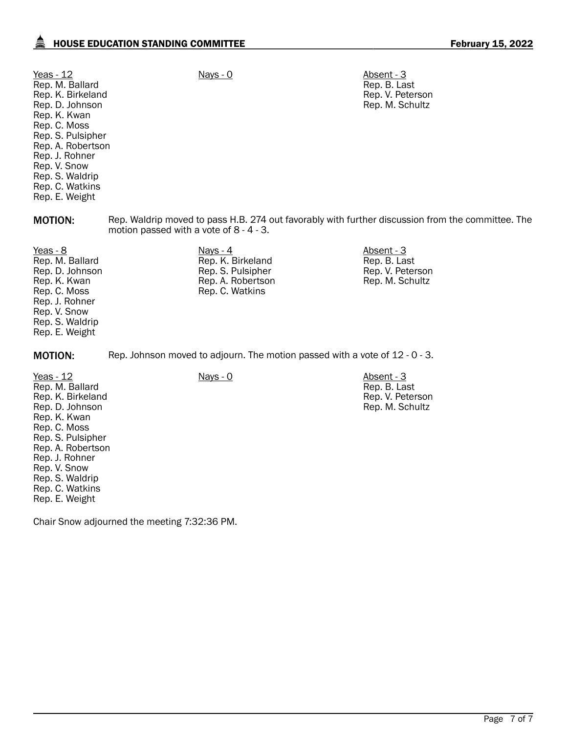| Yeas - 12 | Nays - 0 | Absent - 3 |
| --- | --- | --- |
| Rep. M. Ballard | | Rep. B. Last |
| Rep. K. Birkeland | | Rep. V. Peterson |
| Rep. D. Johnson | | Rep. M. Schultz |
| Rep. K. Kwan | | |
| Rep. C. Moss | | |
| Rep. S. Pulsipher | | |
| Rep. A. Robertson | | |
| Rep. J. Rohner | | |
| Rep. V. Snow | | |
| Rep. S. Waldrip | | |
| Rep. C. Watkins | | |
| Rep. E. Weight | | |

**MOTION:** Rep. Waldrip moved to pass H.B. 274 out favorably with further discussion from the committee. The motion passed with a vote of 8 - 4 - 3.

| Yeas - 8 | Nays - 4 | Absent - 3 |
| --- | --- | --- |
| Rep. M. Ballard | Rep. K. Birkeland | Rep. B. Last |
| Rep. D. Johnson | Rep. S. Pulsipher | Rep. V. Peterson |
| Rep. K. Kwan | Rep. A. Robertson | Rep. M. Schultz |
| Rep. C. Moss | Rep. C. Watkins | |
| Rep. J. Rohner | | |
| Rep. V. Snow | | |
| Rep. S. Waldrip | | |
| Rep. E. Weight | | |

**MOTION:** Rep. Johnson moved to adjourn. The motion passed with a vote of 12 - 0 - 3.

| Yeas - 12 | Nays - 0 | Absent - 3 |
| --- | --- | --- |
| Rep. M. Ballard | | Rep. B. Last |
| Rep. K. Birkeland | | Rep. V. Peterson |
| Rep. D. Johnson | | Rep. M. Schultz |
| Rep. K. Kwan | | |
| Rep. C. Moss | | |
| Rep. S. Pulsipher | | |
| Rep. A. Robertson | | |
| Rep. J. Rohner | | |
| Rep. V. Snow | | |
| Rep. S. Waldrip | | |
| Rep. C. Watkins | | |
| Rep. E. Weight | | |

Chair Snow adjourned the meeting 7:32:36 PM.